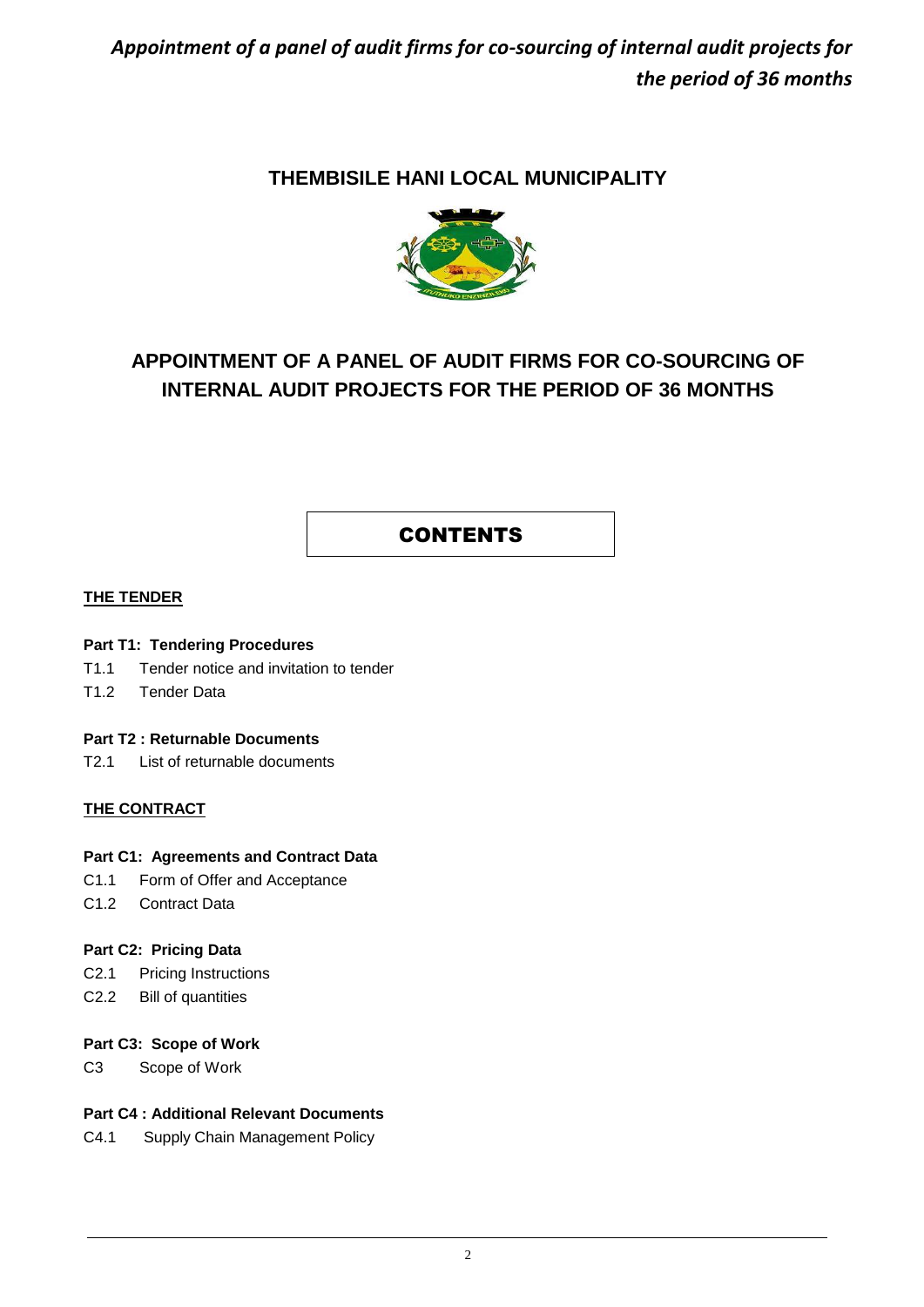*Appointment of a panel of audit firms for co-sourcing of internal audit projects for the period of 36 months*

# THEMBISILE HANI LOCAL MUNICIPALITY

# APPOINTMENT OF A PANEL OF AUDIT FIRMS FOR CO-SOURCING OF INTERNAL AUDIT PROJECTS FOR THE PERIOD OF 36 MONTHS

## CONTENTS

**THE TENDER**

**Part T1: Tendering Procedures**

T1.1 Tender notice and invitation to tender

T1.2 Tender Data

**Part T2 : Returnable Documents**

T2.1 List of returnable documents

**THE CONTRACT**

**Part C1: Agreements and Contract Data**

C1.1 Form of Offer and Acceptance

C1.2 Contract Data

**Part C2: Pricing Data**

C2.1 Pricing Instructions

C2.2 Bill of quantities

**Part C3: Scope of Work**

C3 Scope of Work

**Part C4 : Additional Relevant Documents**

C4.1 Supply Chain Management Policy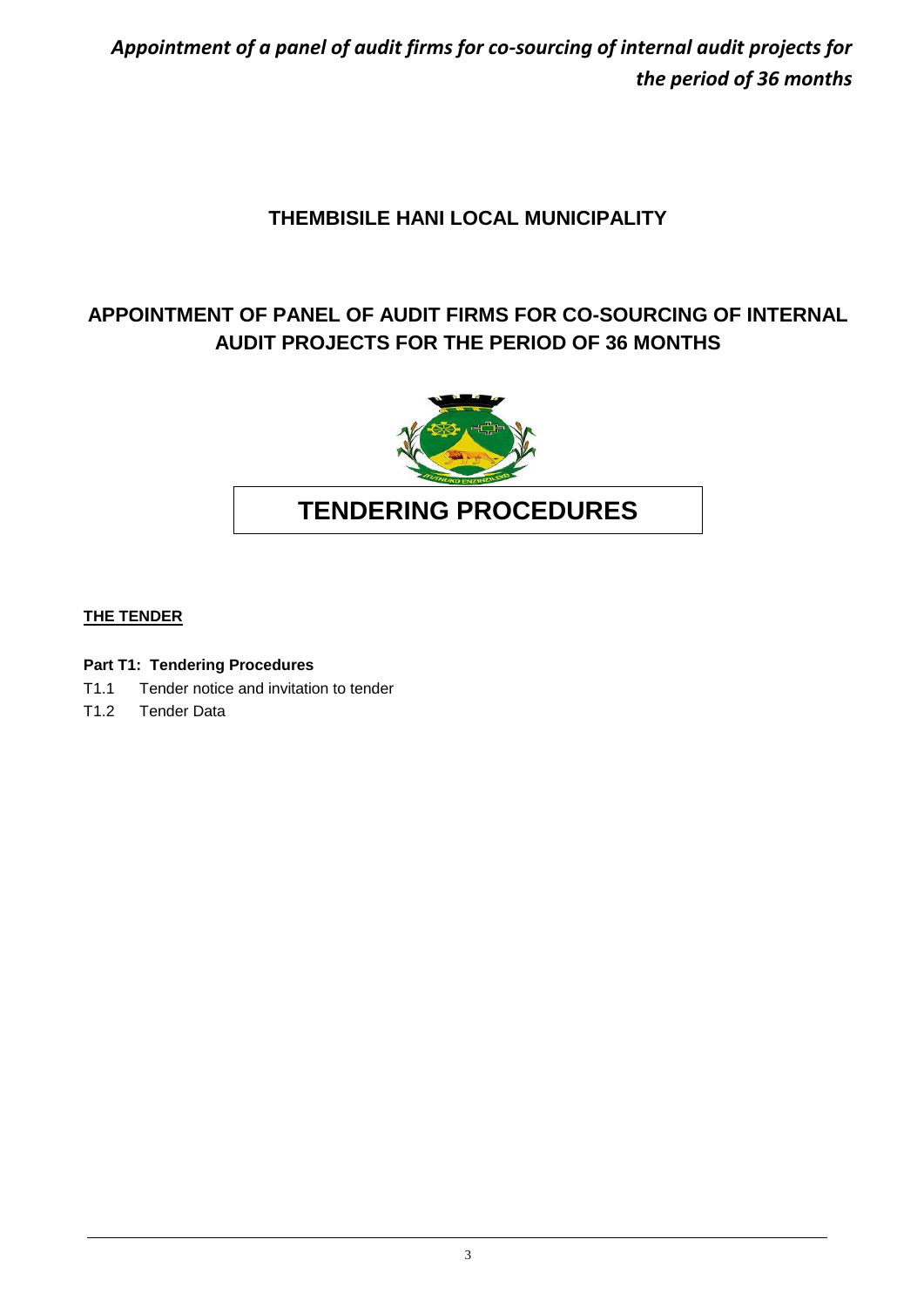# THEMBISILE HANI LOCAL MUNICIPALITY

## APPOINTMENT OF PANEL OF AUDIT FIRMS FOR CO-SOURCING OF INTERNAL AUDIT PROJECTS FOR THE PERIOD OF 36 MONTHS

# TENDERING PROCEDURES

**THE TENDER**

**Part T1: Tendering Procedures**

T1.1 Tender notice and invitation to tender

T1.2 Tender Data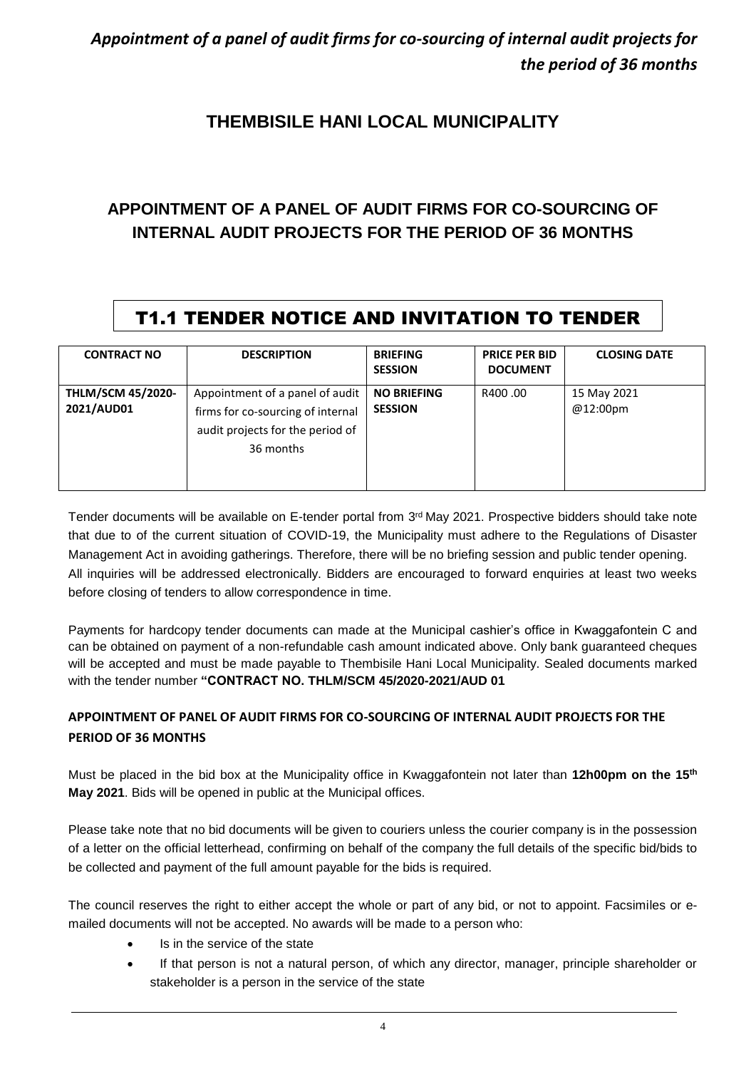# THEMBISILE HANI LOCAL MUNICIPALITY

## APPOINTMENT OF A PANEL OF AUDIT FIRMS FOR CO-SOURCING OF INTERNAL AUDIT PROJECTS FOR THE PERIOD OF 36 MONTHS

## T1.1 TENDER NOTICE AND INVITATION TO TENDER

| CONTRACT NO | DESCRIPTION | BRIEFING SESSION | PRICE PER BID DOCUMENT | CLOSING DATE |
| --- | --- | --- | --- | --- |
| **THLM/SCM 45/2020-2021/AUD01** | Appointment of a panel of audit firms for co-sourcing of internal audit projects for the period of 36 months | **NO BRIEFING SESSION** | R400 .00 | 15 May 2021 @12:00pm |

Tender documents will be available on E-tender portal from 3rd May 2021. Prospective bidders should take note that due to of the current situation of COVID-19, the Municipality must adhere to the Regulations of Disaster Management Act in avoiding gatherings. Therefore, there will be no briefing session and public tender opening. All inquiries will be addressed electronically. Bidders are encouraged to forward enquiries at least two weeks before closing of tenders to allow correspondence in time.

Payments for hardcopy tender documents can made at the Municipal cashier's office in Kwaggafontein C and can be obtained on payment of a non-refundable cash amount indicated above. Only bank guaranteed cheques will be accepted and must be made payable to Thembisile Hani Local Municipality. Sealed documents marked with the tender number **"CONTRACT NO. THLM/SCM 45/2020-2021/AUD 01**

**APPOINTMENT OF PANEL OF AUDIT FIRMS FOR CO-SOURCING OF INTERNAL AUDIT PROJECTS FOR THE PERIOD OF 36 MONTHS**

Must be placed in the bid box at the Municipality office in Kwaggafontein not later than **12h00pm on the 15th May 2021**. Bids will be opened in public at the Municipal offices.

Please take note that no bid documents will be given to couriers unless the courier company is in the possession of a letter on the official letterhead, confirming on behalf of the company the full details of the specific bid/bids to be collected and payment of the full amount payable for the bids is required.

The council reserves the right to either accept the whole or part of any bid, or not to appoint. Facsimiles or e-mailed documents will not be accepted. No awards will be made to a person who:

- Is in the service of the state
- If that person is not a natural person, of which any director, manager, principle shareholder or stakeholder is a person in the service of the state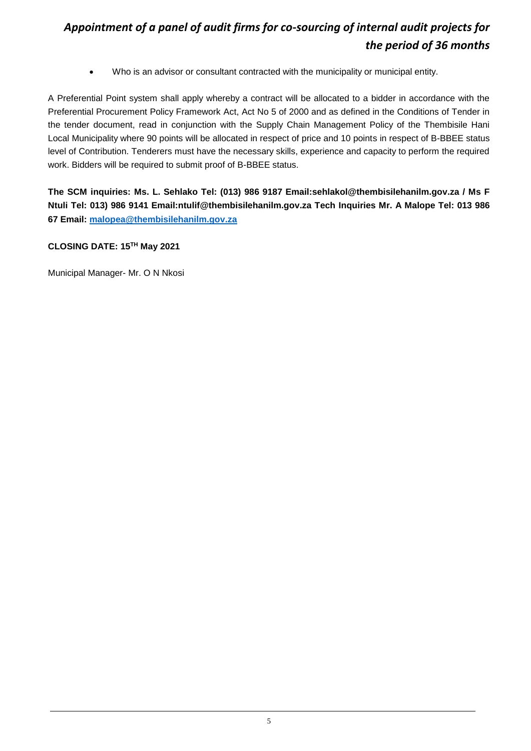- Who is an advisor or consultant contracted with the municipality or municipal entity.

A Preferential Point system shall apply whereby a contract will be allocated to a bidder in accordance with the Preferential Procurement Policy Framework Act, Act No 5 of 2000 and as defined in the Conditions of Tender in the tender document, read in conjunction with the Supply Chain Management Policy of the Thembisile Hani Local Municipality where 90 points will be allocated in respect of price and 10 points in respect of B-BBEE status level of Contribution. Tenderers must have the necessary skills, experience and capacity to perform the required work. Bidders will be required to submit proof of B-BBEE status.

**The SCM inquiries: Ms. L. Sehlako Tel: (013) 986 9187 Email:sehlakol@thembisilehanilm.gov.za / Ms F Ntuli Tel: 013) 986 9141 Email:ntulif@thembisilehanilm.gov.za Tech Inquiries Mr. A Malope Tel: 013 986 67 Email: malopea@thembisilehanilm.gov.za**

**CLOSING DATE: 15TH May 2021**

Municipal Manager- Mr. O N Nkosi